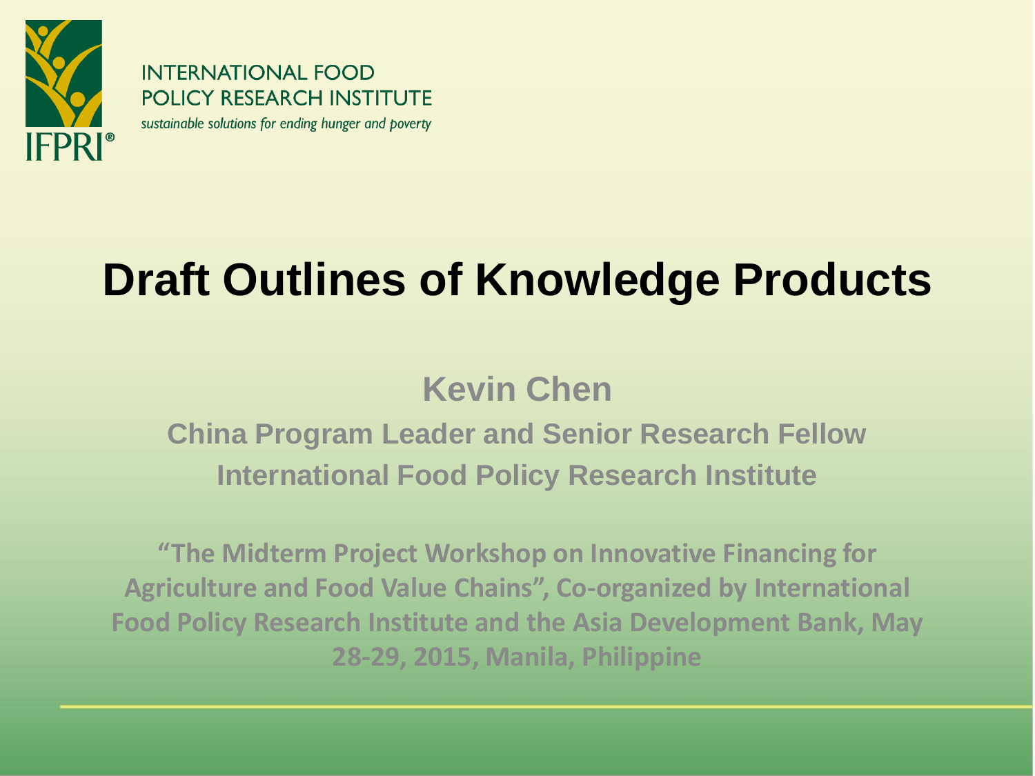INTERNATIONAL FOOD POLICY RESEARCH INSTITUTE

*sustainable solutions for ending hunger and poverty*

IFPRI®

# Draft Outlines of Knowledge Products

**Kevin Chen**

**China Program Leader and Senior Research Fellow**

**International Food Policy Research Institute**

**"The Midterm Project Workshop on Innovative Financing for Agriculture and Food Value Chains", Co-organized by International Food Policy Research Institute and the Asia Development Bank, May 28-29, 2015, Manila, Philippine**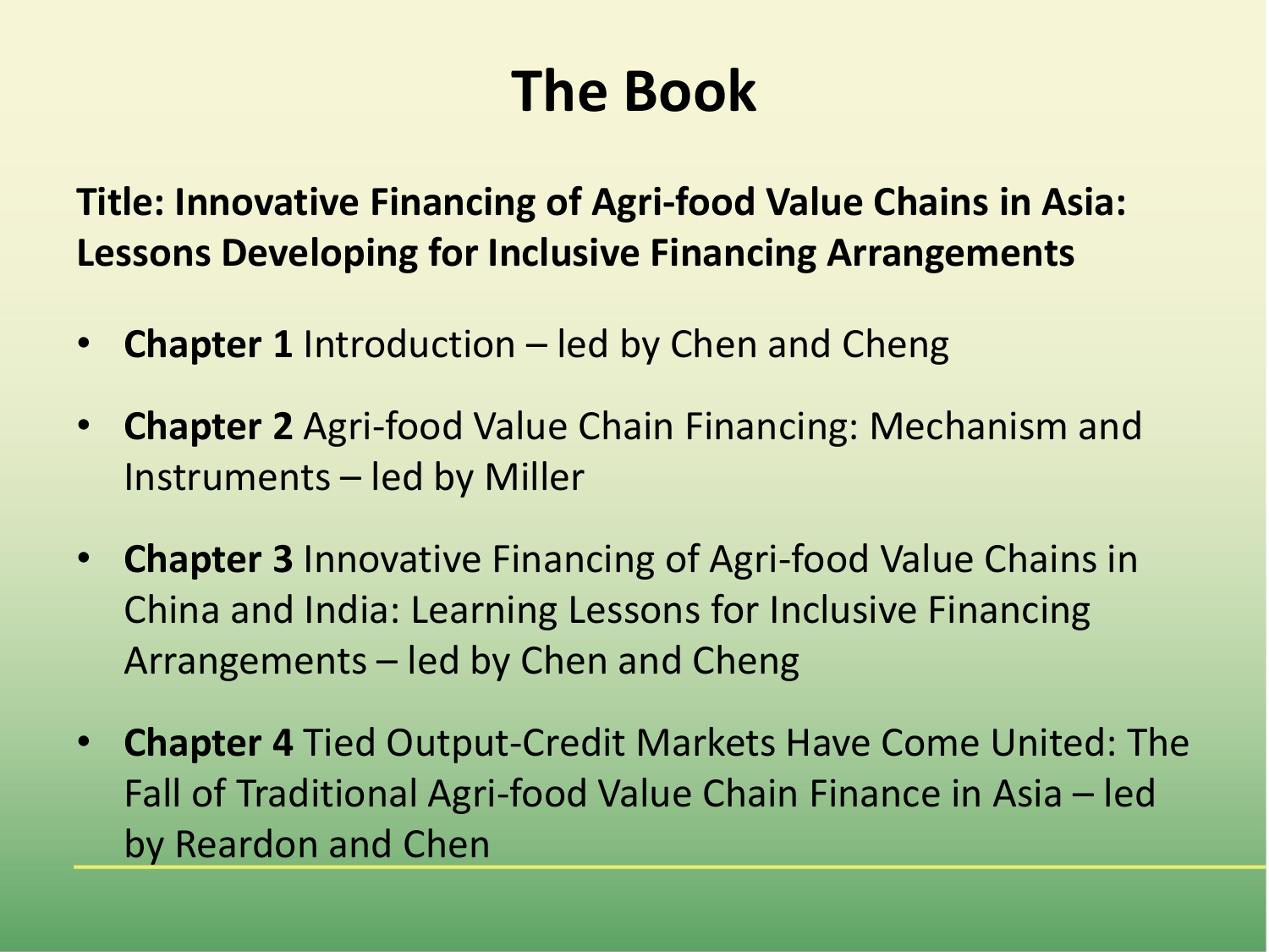# The Book

**Title: Innovative Financing of Agri-food Value Chains in Asia: Lessons Developing for Inclusive Financing Arrangements**

- **Chapter 1** Introduction – led by Chen and Cheng
- **Chapter 2** Agri-food Value Chain Financing: Mechanism and Instruments – led by Miller
- **Chapter 3** Innovative Financing of Agri-food Value Chains in China and India: Learning Lessons for Inclusive Financing Arrangements – led by Chen and Cheng
- **Chapter 4** Tied Output-Credit Markets Have Come United: The Fall of Traditional Agri-food Value Chain Finance in Asia – led by Reardon and Chen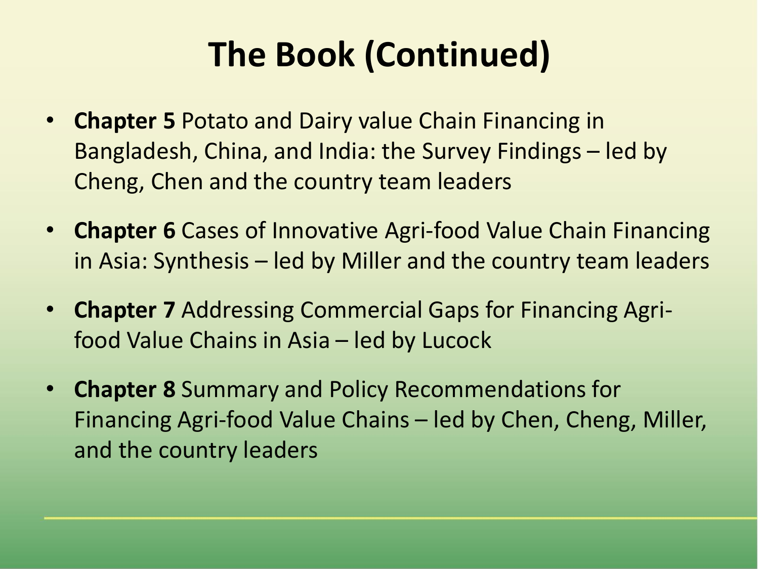# The Book (Continued)

- **Chapter 5** Potato and Dairy value Chain Financing in Bangladesh, China, and India: the Survey Findings – led by Cheng, Chen and the country team leaders
- **Chapter 6** Cases of Innovative Agri-food Value Chain Financing in Asia: Synthesis – led by Miller and the country team leaders
- **Chapter 7** Addressing Commercial Gaps for Financing Agri-food Value Chains in Asia – led by Lucock
- **Chapter 8** Summary and Policy Recommendations for Financing Agri-food Value Chains – led by Chen, Cheng, Miller, and the country leaders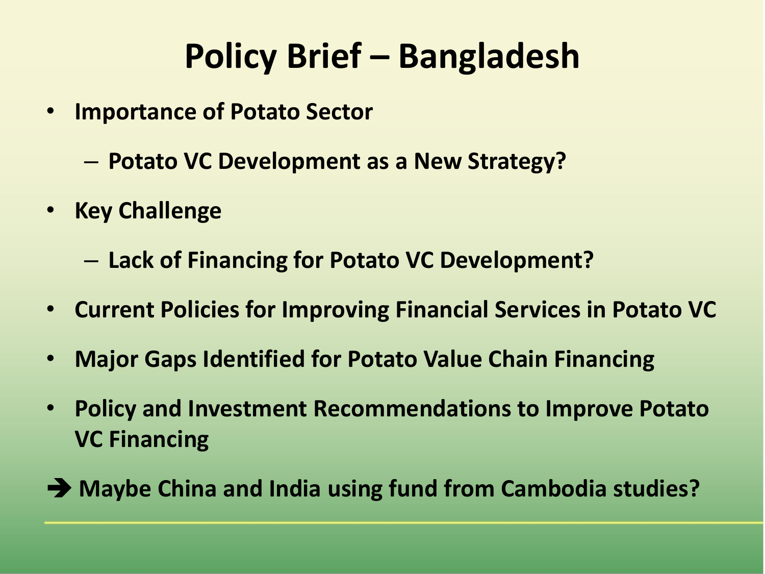# Policy Brief – Bangladesh

- **Importance of Potato Sector**
  - **Potato VC Development as a New Strategy?**
- **Key Challenge**
  - **Lack of Financing for Potato VC Development?**
- **Current Policies for Improving Financial Services in Potato VC**
- **Major Gaps Identified for Potato Value Chain Financing**
- **Policy and Investment Recommendations to Improve Potato VC Financing**

**➔ Maybe China and India using fund from Cambodia studies?**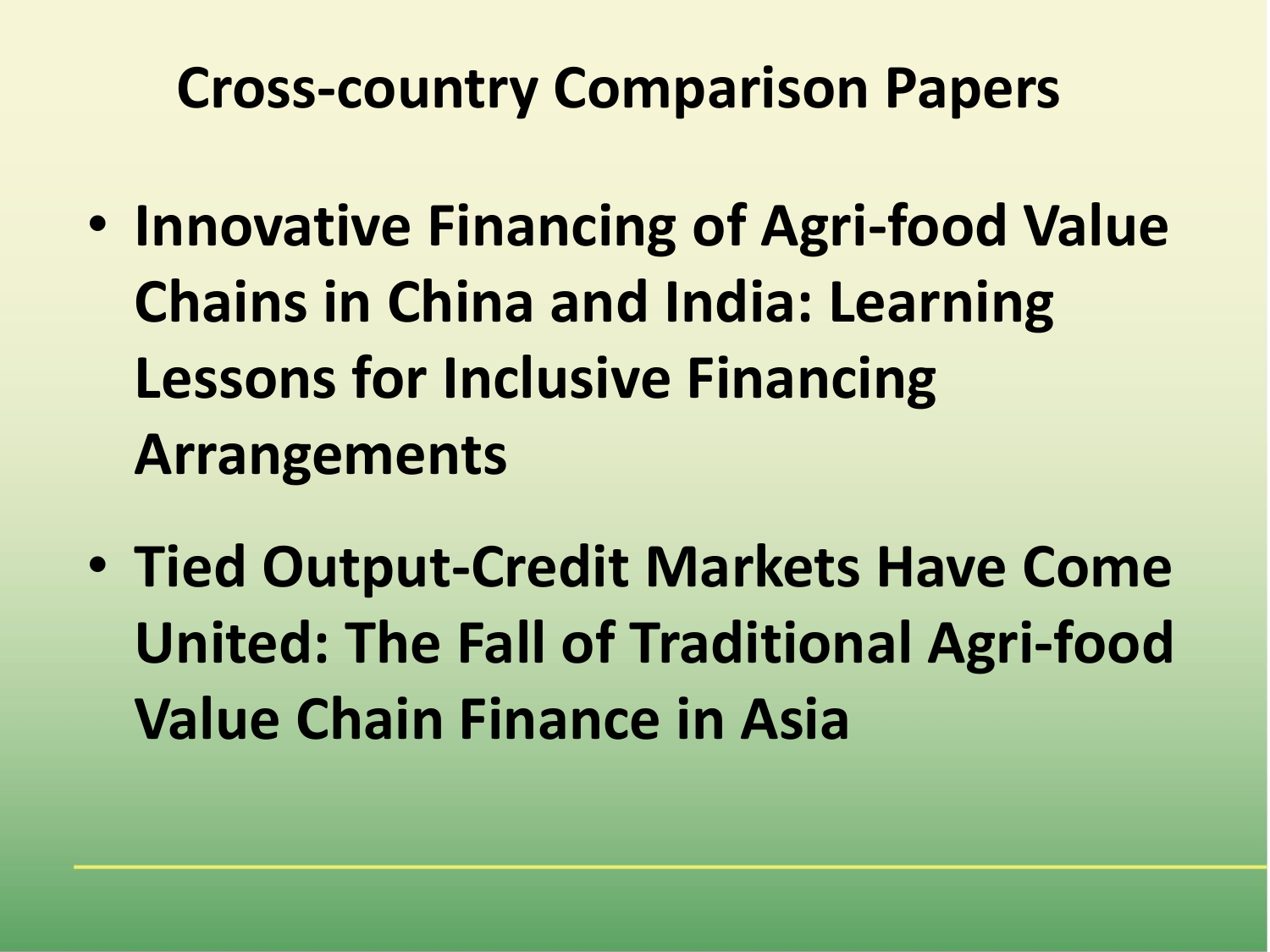# Cross-country Comparison Papers

- **Innovative Financing of Agri-food Value Chains in China and India: Learning Lessons for Inclusive Financing Arrangements**
- **Tied Output-Credit Markets Have Come United: The Fall of Traditional Agri-food Value Chain Finance in Asia**